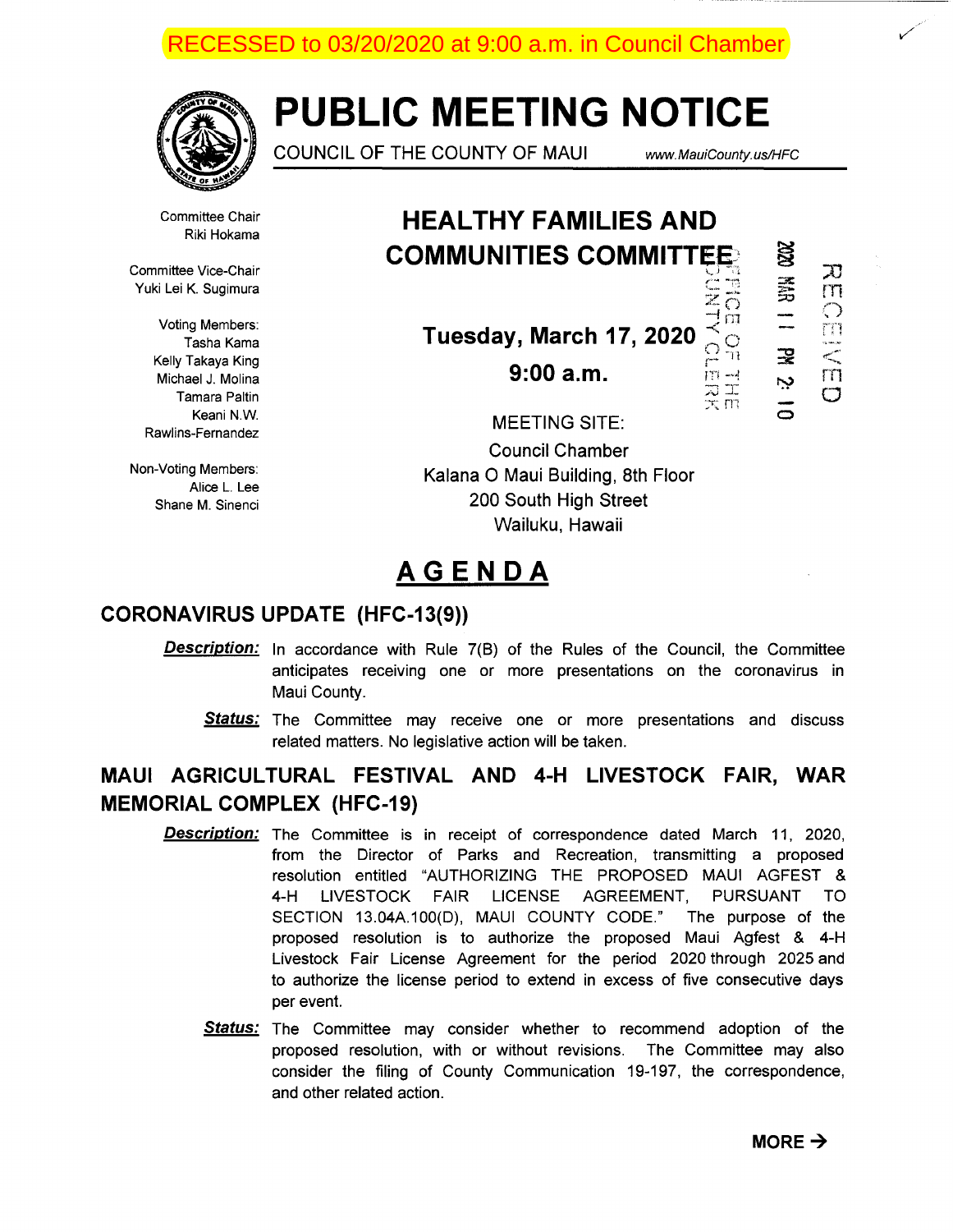RECESSED to 03/20/2020 at 9:00 a.m. in Council Chamber

# PUBLIC MEETING NOTICE

COUNCIL OF THE COUNTY OF MAUI www.MauiCounty.us/HFC

Committee Chair
Riki Hokama

Committee Vice-Chair
Yuki Lei K. Sugimura

Voting Members:
Tasha Kama
Kelly Takaya King
Michael J. Molina
Tamara Paltin
Keani N.W. Rawlins-Fernandez

Non-Voting Members:
Alice L. Lee
Shane M. Sinenci

## HEALTHY FAMILIES AND COMMUNITIES COMMITTEE

**Tuesday, March 17, 2020**

**9:00 a.m.**

MEETING SITE:
Council Chamber
Kalana O Maui Building, 8th Floor
200 South High Street
Wailuku, Hawaii

OFFICE OF THE COUNTY CLERK
2020 MAR 11 PM 2:10
RECEIVED

# AGENDA

## CORONAVIRUS UPDATE (HFC-13(9))

***Description:*** In accordance with Rule 7(B) of the Rules of the Council, the Committee anticipates receiving one or more presentations on the coronavirus in Maui County.

***Status:*** The Committee may receive one or more presentations and discuss related matters. No legislative action will be taken.

## MAUI AGRICULTURAL FESTIVAL AND 4-H LIVESTOCK FAIR, WAR MEMORIAL COMPLEX (HFC-19)

***Description:*** The Committee is in receipt of correspondence dated March 11, 2020, from the Director of Parks and Recreation, transmitting a proposed resolution entitled "AUTHORIZING THE PROPOSED MAUI AGFEST & 4-H LIVESTOCK FAIR LICENSE AGREEMENT, PURSUANT TO SECTION 13.04A.100(D), MAUI COUNTY CODE." The purpose of the proposed resolution is to authorize the proposed Maui Agfest & 4-H Livestock Fair License Agreement for the period 2020 through 2025 and to authorize the license period to extend in excess of five consecutive days per event.

***Status:*** The Committee may consider whether to recommend adoption of the proposed resolution, with or without revisions. The Committee may also consider the filing of County Communication 19-197, the correspondence, and other related action.

**MORE →**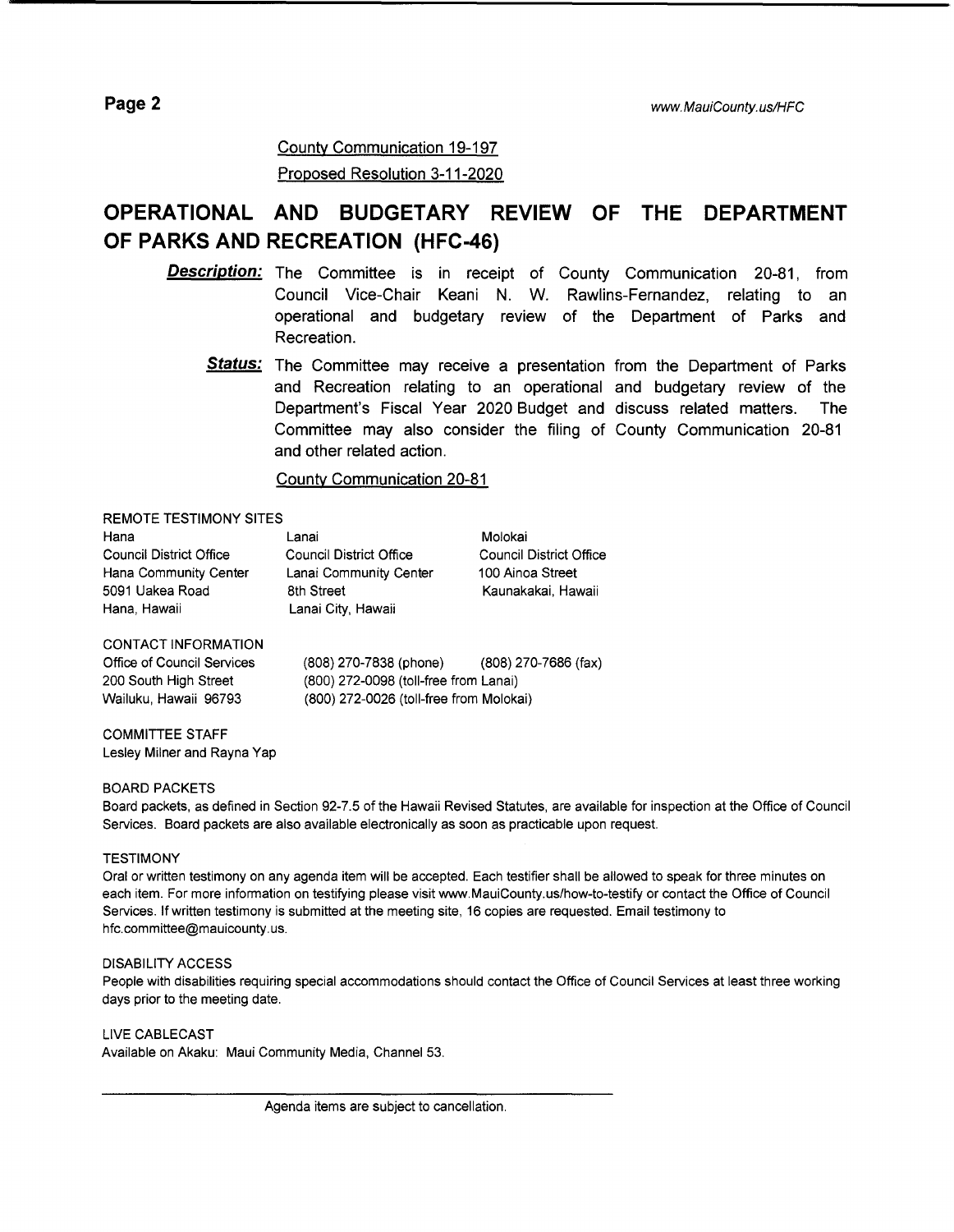County Communication 19-197

Proposed Resolution 3-11-2020

## OPERATIONAL AND BUDGETARY REVIEW OF THE DEPARTMENT OF PARKS AND RECREATION (HFC-46)

***Description:*** The Committee is in receipt of County Communication 20-81, from Council Vice-Chair Keani N. W. Rawlins-Fernandez, relating to an operational and budgetary review of the Department of Parks and Recreation.

***Status:*** The Committee may receive a presentation from the Department of Parks and Recreation relating to an operational and budgetary review of the Department's Fiscal Year 2020 Budget and discuss related matters. The Committee may also consider the filing of County Communication 20-81 and other related action.

County Communication 20-81

REMOTE TESTIMONY SITES

| | | |
|---|---|---|
| Hana | Lanai | Molokai |
| Council District Office | Council District Office | Council District Office |
| Hana Community Center | Lanai Community Center | 100 Ainoa Street |
| 5091 Uakea Road | 8th Street | Kaunakakai, Hawaii |
| Hana, Hawaii | Lanai City, Hawaii | |

CONTACT INFORMATION

| | | |
|---|---|---|
| Office of Council Services | (808) 270-7838 (phone) | (808) 270-7686 (fax) |
| 200 South High Street | (800) 272-0098 (toll-free from Lanai) | |
| Wailuku, Hawaii 96793 | (800) 272-0026 (toll-free from Molokai) | |

COMMITTEE STAFF

Lesley Milner and Rayna Yap

BOARD PACKETS

Board packets, as defined in Section 92-7.5 of the Hawaii Revised Statutes, are available for inspection at the Office of Council Services. Board packets are also available electronically as soon as practicable upon request.

TESTIMONY

Oral or written testimony on any agenda item will be accepted. Each testifier shall be allowed to speak for three minutes on each item. For more information on testifying please visit www.MauiCounty.us/how-to-testify or contact the Office of Council Services. If written testimony is submitted at the meeting site, 16 copies are requested. Email testimony to hfc.committee@mauicounty.us.

DISABILITY ACCESS

People with disabilities requiring special accommodations should contact the Office of Council Services at least three working days prior to the meeting date.

LIVE CABLECAST

Available on Akaku: Maui Community Media, Channel 53.

Agenda items are subject to cancellation.